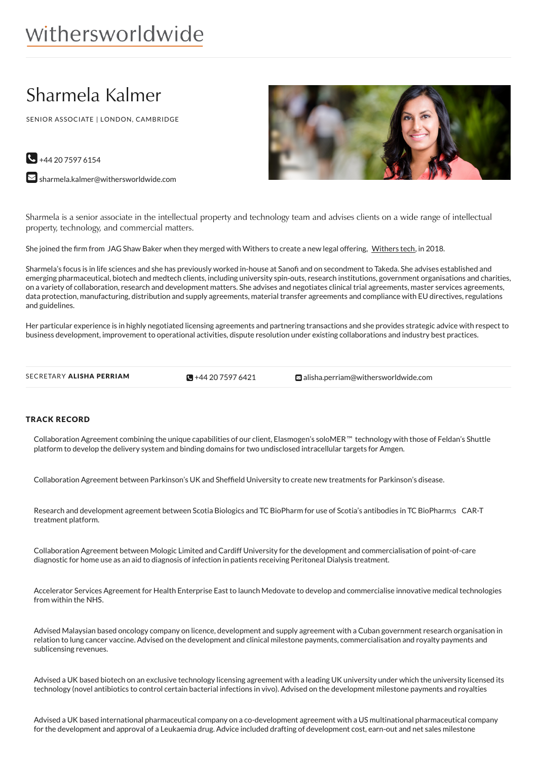withersworldwide

# Sharmela Kalmer

SENIOR ASSOCIATE | LONDON, CAMBRIDGE

+44 20 7597 6154

sharmela.kalmer@withersworldwide.com

Sharmela is a senior associate in the intellectual property and technology team and advises clients on a wide range of intellectual property, technology, and commercial matters.

She joined the firm from JAG Shaw Baker when they merged with Withers to create a new legal offering, Withers tech, in 2018.

Sharmela's focus is in life sciences and she has previously worked in-house at Sanofi and on secondment to Takeda. She advises established and emerging pharmaceutical, biotech and medtech clients, including university spin-outs, research institutions, government organisations and charities, on a variety of collaboration, research and development matters. She advises and negotiates clinical trial agreements, master services agreements, data protection, manufacturing, distribution and supply agreements, material transfer agreements and compliance with EU directives, regulations and guidelines.

Her particular experience is in highly negotiated licensing agreements and partnering transactions and she provides strategic advice with respect to business development, improvement to operational activities, dispute resolution under existing collaborations and industry best practices.

SECRETARY **ALISHA PERRIAM** +44 20 7597 6421 alisha.perriam@withersworldwide.com

## TRACK RECORD

Collaboration Agreement combining the unique capabilities of our client, Elasmogen's soloMER™ technology with those of Feldan's Shuttle platform to develop the delivery system and binding domains for two undisclosed intracellular targets for Amgen.

Collaboration Agreement between Parkinson's UK and Sheffield University to create new treatments for Parkinson's disease.

Research and development agreement between Scotia Biologics and TC BioPharm for use of Scotia's antibodies in TC BioPharm;s CAR-T treatment platform.

Collaboration Agreement between Mologic Limited and Cardiff University for the development and commercialisation of point-of-care diagnostic for home use as an aid to diagnosis of infection in patients receiving Peritoneal Dialysis treatment.

Accelerator Services Agreement for Health Enterprise East to launch Medovate to develop and commercialise innovative medical technologies from within the NHS.

Advised Malaysian based oncology company on licence, development and supply agreement with a Cuban government research organisation in relation to lung cancer vaccine. Advised on the development and clinical milestone payments, commercialisation and royalty payments and sublicensing revenues.

Advised a UK based biotech on an exclusive technology licensing agreement with a leading UK university under which the university licensed its technology (novel antibiotics to control certain bacterial infections in vivo). Advised on the development milestone payments and royalties

Advised a UK based international pharmaceutical company on a co-development agreement with a US multinational pharmaceutical company for the development and approval of a Leukaemia drug. Advice included drafting of development cost, earn-out and net sales milestone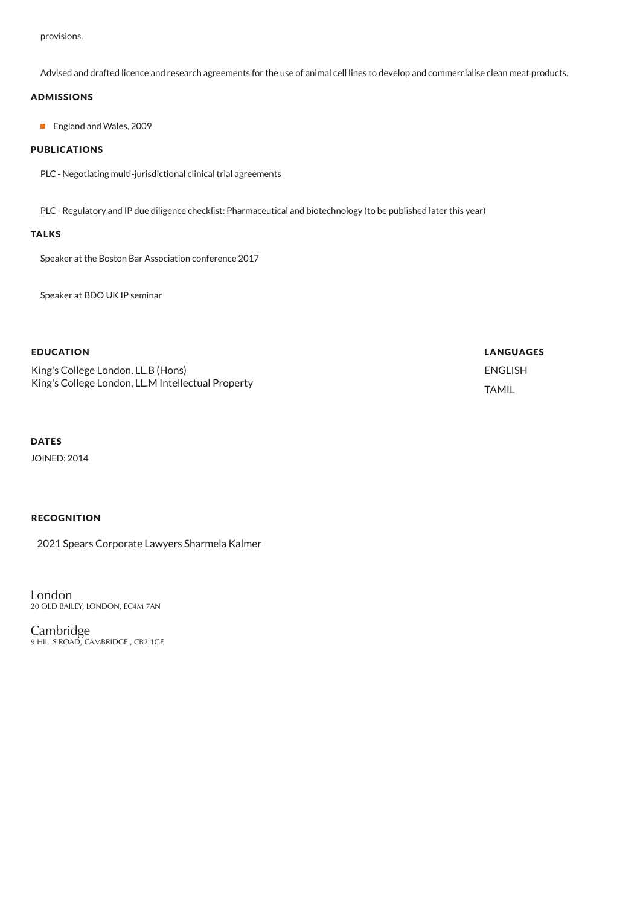provisions.

Advised and drafted licence and research agreements for the use of animal cell lines to develop and commercialise clean meat products.

## ADMISSIONS

- England and Wales, 2009

## PUBLICATIONS

PLC - Negotiating multi-jurisdictional clinical trial agreements

PLC - Regulatory and IP due diligence checklist: Pharmaceutical and biotechnology (to be published later this year)

## TALKS

Speaker at the Boston Bar Association conference 2017

Speaker at BDO UK IP seminar

## EDUCATION

King's College London, LL.B (Hons)
King's College London, LL.M Intellectual Property

## LANGUAGES

ENGLISH

TAMIL

## DATES

JOINED: 2014

## RECOGNITION

2021 Spears Corporate Lawyers Sharmela Kalmer

London
20 OLD BAILEY, LONDON, EC4M 7AN

Cambridge
9 HILLS ROAD, CAMBRIDGE , CB2 1GE